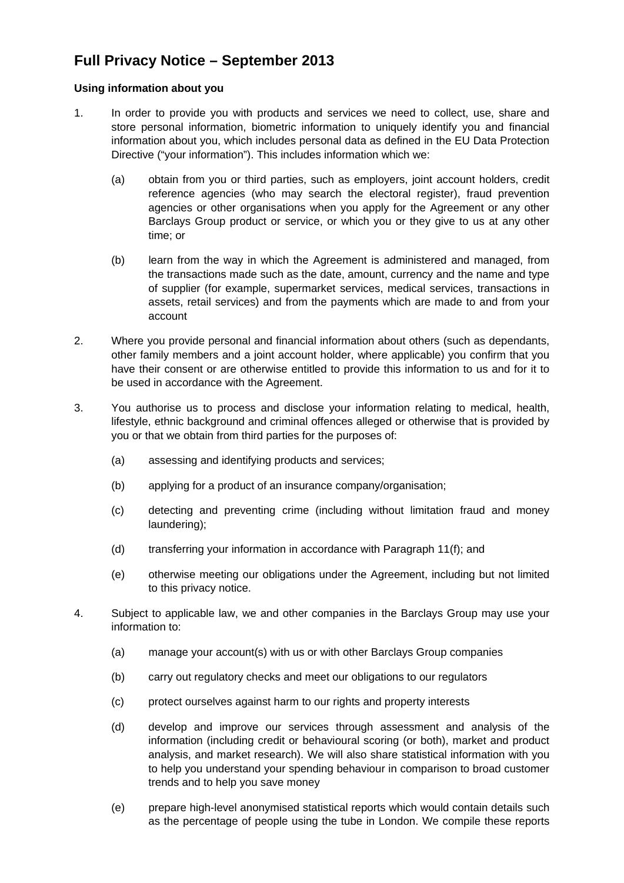# Full Privacy Notice – September 2013

**Using information about you**

1. In order to provide you with products and services we need to collect, use, share and store personal information, biometric information to uniquely identify you and financial information about you, which includes personal data as defined in the EU Data Protection Directive ("your information"). This includes information which we:

   (a) obtain from you or third parties, such as employers, joint account holders, credit reference agencies (who may search the electoral register), fraud prevention agencies or other organisations when you apply for the Agreement or any other Barclays Group product or service, or which you or they give to us at any other time; or

   (b) learn from the way in which the Agreement is administered and managed, from the transactions made such as the date, amount, currency and the name and type of supplier (for example, supermarket services, medical services, transactions in assets, retail services) and from the payments which are made to and from your account

2. Where you provide personal and financial information about others (such as dependants, other family members and a joint account holder, where applicable) you confirm that you have their consent or are otherwise entitled to provide this information to us and for it to be used in accordance with the Agreement.

3. You authorise us to process and disclose your information relating to medical, health, lifestyle, ethnic background and criminal offences alleged or otherwise that is provided by you or that we obtain from third parties for the purposes of:

   (a) assessing and identifying products and services;

   (b) applying for a product of an insurance company/organisation;

   (c) detecting and preventing crime (including without limitation fraud and money laundering);

   (d) transferring your information in accordance with Paragraph 11(f); and

   (e) otherwise meeting our obligations under the Agreement, including but not limited to this privacy notice.

4. Subject to applicable law, we and other companies in the Barclays Group may use your information to:

   (a) manage your account(s) with us or with other Barclays Group companies

   (b) carry out regulatory checks and meet our obligations to our regulators

   (c) protect ourselves against harm to our rights and property interests

   (d) develop and improve our services through assessment and analysis of the information (including credit or behavioural scoring (or both), market and product analysis, and market research). We will also share statistical information with you to help you understand your spending behaviour in comparison to broad customer trends and to help you save money

   (e) prepare high-level anonymised statistical reports which would contain details such as the percentage of people using the tube in London. We compile these reports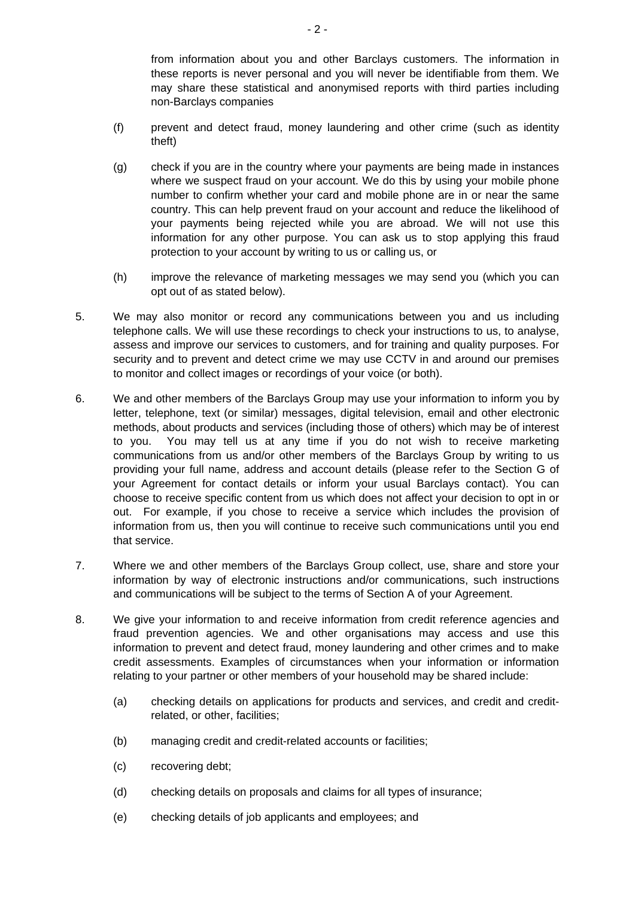from information about you and other Barclays customers. The information in these reports is never personal and you will never be identifiable from them. We may share these statistical and anonymised reports with third parties including non-Barclays companies

(f) prevent and detect fraud, money laundering and other crime (such as identity theft)

(g) check if you are in the country where your payments are being made in instances where we suspect fraud on your account. We do this by using your mobile phone number to confirm whether your card and mobile phone are in or near the same country. This can help prevent fraud on your account and reduce the likelihood of your payments being rejected while you are abroad. We will not use this information for any other purpose. You can ask us to stop applying this fraud protection to your account by writing to us or calling us, or

(h) improve the relevance of marketing messages we may send you (which you can opt out of as stated below).

5. We may also monitor or record any communications between you and us including telephone calls. We will use these recordings to check your instructions to us, to analyse, assess and improve our services to customers, and for training and quality purposes. For security and to prevent and detect crime we may use CCTV in and around our premises to monitor and collect images or recordings of your voice (or both).

6. We and other members of the Barclays Group may use your information to inform you by letter, telephone, text (or similar) messages, digital television, email and other electronic methods, about products and services (including those of others) which may be of interest to you. You may tell us at any time if you do not wish to receive marketing communications from us and/or other members of the Barclays Group by writing to us providing your full name, address and account details (please refer to the Section G of your Agreement for contact details or inform your usual Barclays contact). You can choose to receive specific content from us which does not affect your decision to opt in or out. For example, if you chose to receive a service which includes the provision of information from us, then you will continue to receive such communications until you end that service.

7. Where we and other members of the Barclays Group collect, use, share and store your information by way of electronic instructions and/or communications, such instructions and communications will be subject to the terms of Section A of your Agreement.

8. We give your information to and receive information from credit reference agencies and fraud prevention agencies. We and other organisations may access and use this information to prevent and detect fraud, money laundering and other crimes and to make credit assessments. Examples of circumstances when your information or information relating to your partner or other members of your household may be shared include:

(a) checking details on applications for products and services, and credit and credit-related, or other, facilities;

(b) managing credit and credit-related accounts or facilities;

(c) recovering debt;

(d) checking details on proposals and claims for all types of insurance;

(e) checking details of job applicants and employees; and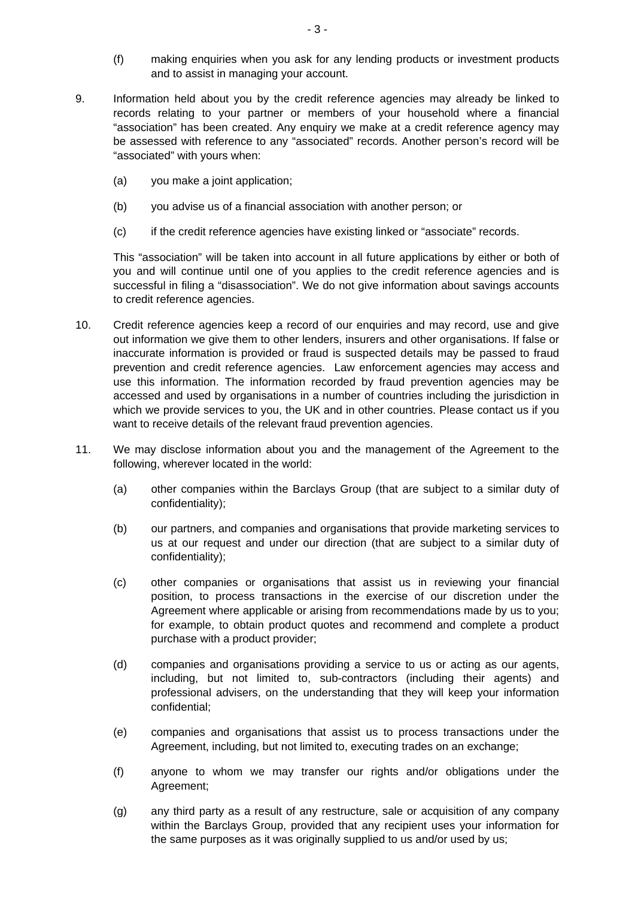(f) making enquiries when you ask for any lending products or investment products and to assist in managing your account.

9. Information held about you by the credit reference agencies may already be linked to records relating to your partner or members of your household where a financial "association" has been created. Any enquiry we make at a credit reference agency may be assessed with reference to any "associated" records. Another person's record will be "associated" with yours when:

   (a) you make a joint application;

   (b) you advise us of a financial association with another person; or

   (c) if the credit reference agencies have existing linked or "associate" records.

   This "association" will be taken into account in all future applications by either or both of you and will continue until one of you applies to the credit reference agencies and is successful in filing a "disassociation". We do not give information about savings accounts to credit reference agencies.

10. Credit reference agencies keep a record of our enquiries and may record, use and give out information we give them to other lenders, insurers and other organisations. If false or inaccurate information is provided or fraud is suspected details may be passed to fraud prevention and credit reference agencies. Law enforcement agencies may access and use this information. The information recorded by fraud prevention agencies may be accessed and used by organisations in a number of countries including the jurisdiction in which we provide services to you, the UK and in other countries. Please contact us if you want to receive details of the relevant fraud prevention agencies.

11. We may disclose information about you and the management of the Agreement to the following, wherever located in the world:

   (a) other companies within the Barclays Group (that are subject to a similar duty of confidentiality);

   (b) our partners, and companies and organisations that provide marketing services to us at our request and under our direction (that are subject to a similar duty of confidentiality);

   (c) other companies or organisations that assist us in reviewing your financial position, to process transactions in the exercise of our discretion under the Agreement where applicable or arising from recommendations made by us to you; for example, to obtain product quotes and recommend and complete a product purchase with a product provider;

   (d) companies and organisations providing a service to us or acting as our agents, including, but not limited to, sub-contractors (including their agents) and professional advisers, on the understanding that they will keep your information confidential;

   (e) companies and organisations that assist us to process transactions under the Agreement, including, but not limited to, executing trades on an exchange;

   (f) anyone to whom we may transfer our rights and/or obligations under the Agreement;

   (g) any third party as a result of any restructure, sale or acquisition of any company within the Barclays Group, provided that any recipient uses your information for the same purposes as it was originally supplied to us and/or used by us;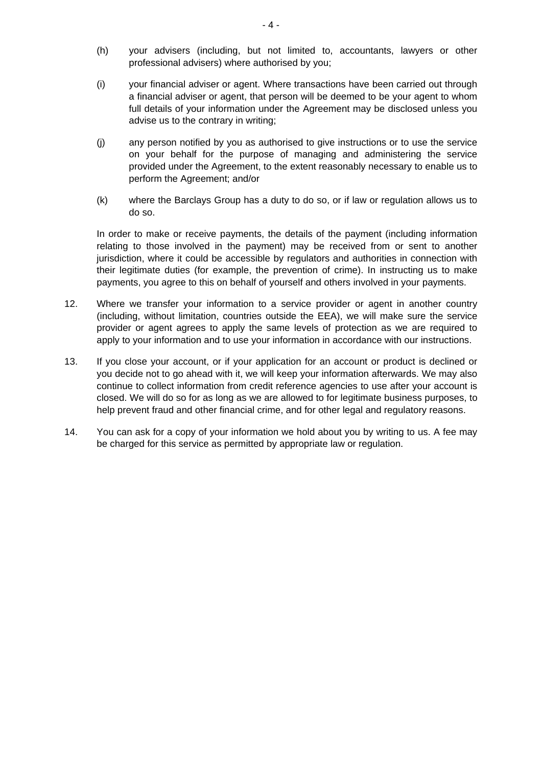(h) your advisers (including, but not limited to, accountants, lawyers or other professional advisers) where authorised by you;

(i) your financial adviser or agent. Where transactions have been carried out through a financial adviser or agent, that person will be deemed to be your agent to whom full details of your information under the Agreement may be disclosed unless you advise us to the contrary in writing;

(j) any person notified by you as authorised to give instructions or to use the service on your behalf for the purpose of managing and administering the service provided under the Agreement, to the extent reasonably necessary to enable us to perform the Agreement; and/or

(k) where the Barclays Group has a duty to do so, or if law or regulation allows us to do so.

In order to make or receive payments, the details of the payment (including information relating to those involved in the payment) may be received from or sent to another jurisdiction, where it could be accessible by regulators and authorities in connection with their legitimate duties (for example, the prevention of crime). In instructing us to make payments, you agree to this on behalf of yourself and others involved in your payments.

12. Where we transfer your information to a service provider or agent in another country (including, without limitation, countries outside the EEA), we will make sure the service provider or agent agrees to apply the same levels of protection as we are required to apply to your information and to use your information in accordance with our instructions.

13. If you close your account, or if your application for an account or product is declined or you decide not to go ahead with it, we will keep your information afterwards. We may also continue to collect information from credit reference agencies to use after your account is closed. We will do so for as long as we are allowed to for legitimate business purposes, to help prevent fraud and other financial crime, and for other legal and regulatory reasons.

14. You can ask for a copy of your information we hold about you by writing to us. A fee may be charged for this service as permitted by appropriate law or regulation.